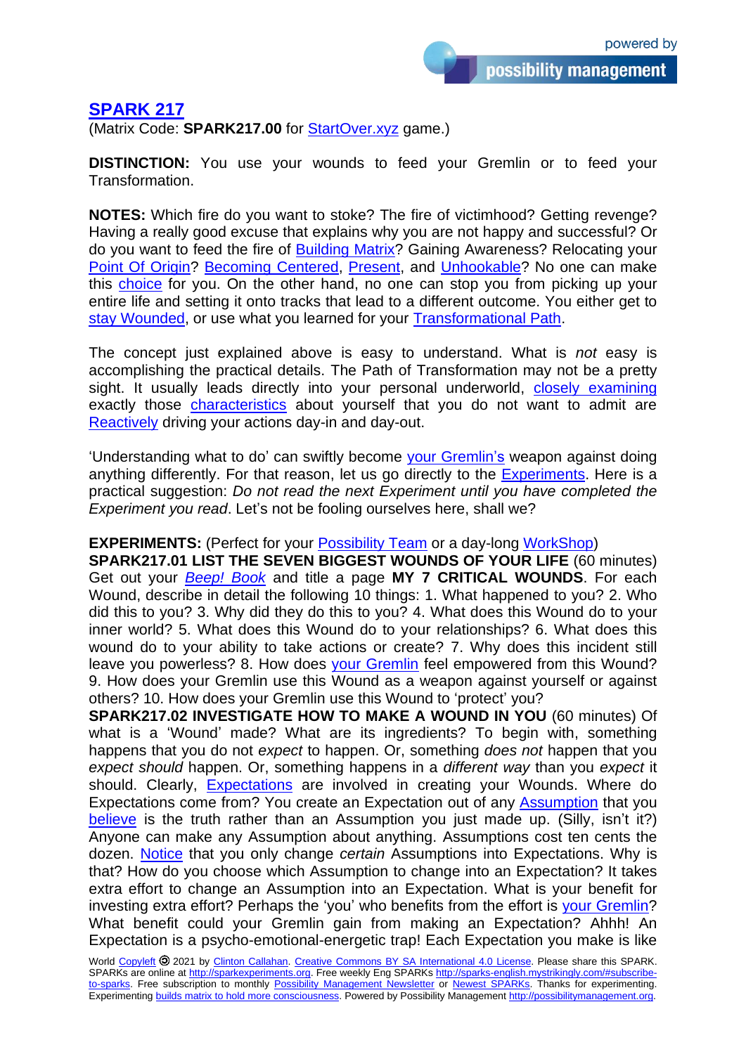## SPARK 217

(Matrix Code: **SPARK217.00** for StartOver.xyz game.)

**DISTINCTION:** You use your wounds to feed your Gremlin or to feed your Transformation.

**NOTES:** Which fire do you want to stoke? The fire of victimhood? Getting revenge? Having a really good excuse that explains why you are not happy and successful? Or do you want to feed the fire of Building Matrix? Gaining Awareness? Relocating your Point Of Origin? Becoming Centered, Present, and Unhookable? No one can make this choice for you. On the other hand, no one can stop you from picking up your entire life and setting it onto tracks that lead to a different outcome. You either get to stay Wounded, or use what you learned for your Transformational Path.

The concept just explained above is easy to understand. What is *not* easy is accomplishing the practical details. The Path of Transformation may not be a pretty sight. It usually leads directly into your personal underworld, closely examining exactly those characteristics about yourself that you do not want to admit are Reactively driving your actions day-in and day-out.

'Understanding what to do' can swiftly become your Gremlin's weapon against doing anything differently. For that reason, let us go directly to the Experiments. Here is a practical suggestion: *Do not read the next Experiment until you have completed the Experiment you read*. Let's not be fooling ourselves here, shall we?

**EXPERIMENTS:** (Perfect for your Possibility Team or a day-long WorkShop)

**SPARK217.01 LIST THE SEVEN BIGGEST WOUNDS OF YOUR LIFE** (60 minutes) Get out your *Beep! Book* and title a page **MY 7 CRITICAL WOUNDS**. For each Wound, describe in detail the following 10 things: 1. What happened to you? 2. Who did this to you? 3. Why did they do this to you? 4. What does this Wound do to your inner world? 5. What does this Wound do to your relationships? 6. What does this wound do to your ability to take actions or create? 7. Why does this incident still leave you powerless? 8. How does your Gremlin feel empowered from this Wound? 9. How does your Gremlin use this Wound as a weapon against yourself or against others? 10. How does your Gremlin use this Wound to 'protect' you?

**SPARK217.02 INVESTIGATE HOW TO MAKE A WOUND IN YOU** (60 minutes) Of what is a 'Wound' made? What are its ingredients? To begin with, something happens that you do not *expect* to happen. Or, something *does not* happen that you *expect should* happen. Or, something happens in a *different way* than you *expect* it should. Clearly, Expectations are involved in creating your Wounds. Where do Expectations come from? You create an Expectation out of any Assumption that you believe is the truth rather than an Assumption you just made up. (Silly, isn't it?) Anyone can make any Assumption about anything. Assumptions cost ten cents the dozen. Notice that you only change *certain* Assumptions into Expectations. Why is that? How do you choose which Assumption to change into an Expectation? It takes extra effort to change an Assumption into an Expectation. What is your benefit for investing extra effort? Perhaps the 'you' who benefits from the effort is your Gremlin? What benefit could your Gremlin gain from making an Expectation? Ahhh! An Expectation is a psycho-emotional-energetic trap! Each Expectation you make is like

World Copyleft 🄯 2021 by Clinton Callahan. Creative Commons BY SA International 4.0 License. Please share this SPARK. SPARKs are online at http://sparkexperiments.org. Free weekly Eng SPARKs http://sparks-english.mystrikingly.com/#subscribe-to-sparks. Free subscription to monthly Possibility Management Newsletter or Newest SPARKs. Thanks for experimenting. Experimenting builds matrix to hold more consciousness. Powered by Possibility Management http://possibilitymanagement.org.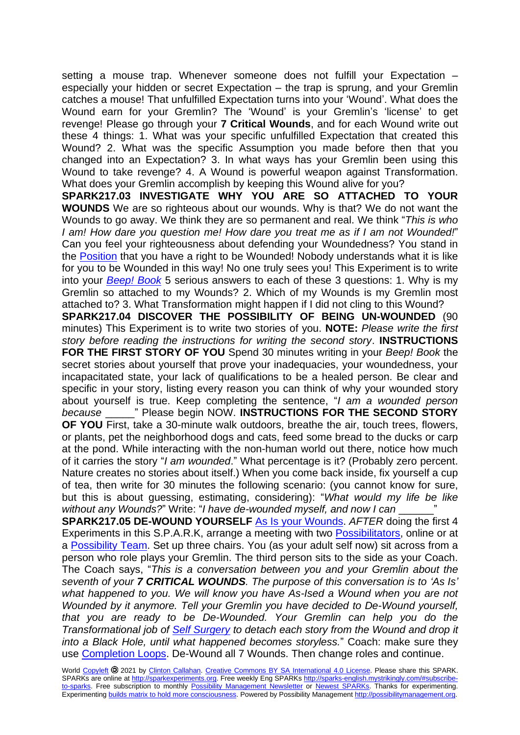setting a mouse trap. Whenever someone does not fulfill your Expectation – especially your hidden or secret Expectation – the trap is sprung, and your Gremlin catches a mouse! That unfulfilled Expectation turns into your 'Wound'. What does the Wound earn for your Gremlin? The 'Wound' is your Gremlin's 'license' to get revenge! Please go through your **7 Critical Wounds**, and for each Wound write out these 4 things: 1. What was your specific unfulfilled Expectation that created this Wound? 2. What was the specific Assumption you made before then that you changed into an Expectation? 3. In what ways has your Gremlin been using this Wound to take revenge? 4. A Wound is powerful weapon against Transformation. What does your Gremlin accomplish by keeping this Wound alive for you?

**SPARK217.03 INVESTIGATE WHY YOU ARE SO ATTACHED TO YOUR WOUNDS** We are so righteous about our wounds. Why is that? We do not want the Wounds to go away. We think they are so permanent and real. We think "*This is who I am! How dare you question me! How dare you treat me as if I am not Wounded!*" Can you feel your righteousness about defending your Woundedness? You stand in the Position that you have a right to be Wounded! Nobody understands what it is like for you to be Wounded in this way! No one truly sees you! This Experiment is to write into your ***Beep! Book*** 5 serious answers to each of these 3 questions: 1. Why is my Gremlin so attached to my Wounds? 2. Which of my Wounds is my Gremlin most attached to? 3. What Transformation might happen if I did not cling to this Wound?

**SPARK217.04 DISCOVER THE POSSIBILITY OF BEING UN-WOUNDED** (90 minutes) This Experiment is to write two stories of you. **NOTE:** *Please write the first story before reading the instructions for writing the second story*. **INSTRUCTIONS FOR THE FIRST STORY OF YOU** Spend 30 minutes writing in your *Beep! Book* the secret stories about yourself that prove your inadequacies, your woundedness, your incapacitated state, your lack of qualifications to be a healed person. Be clear and specific in your story, listing every reason you can think of why your wounded story about yourself is true. Keep completing the sentence, "*I am a wounded person because* _____" Please begin NOW. **INSTRUCTIONS FOR THE SECOND STORY OF YOU** First, take a 30-minute walk outdoors, breathe the air, touch trees, flowers, or plants, pet the neighborhood dogs and cats, feed some bread to the ducks or carp at the pond. While interacting with the non-human world out there, notice how much of it carries the story "*I am wounded*." What percentage is it? (Probably zero percent. Nature creates no stories about itself.) When you come back inside, fix yourself a cup of tea, then write for 30 minutes the following scenario: (you cannot know for sure, but this is about guessing, estimating, considering): "*What would my life be like without any Wounds?*" Write: "*I have de-wounded myself, and now I can* ______"

**SPARK217.05 DE-WOUND YOURSELF** As Is your Wounds. *AFTER* doing the first 4 Experiments in this S.P.A.R.K, arrange a meeting with two Possibilitators, online or at a Possibility Team. Set up three chairs. You (as your adult self now) sit across from a person who role plays your Gremlin. The third person sits to the side as your Coach. The Coach says, "*This is a conversation between you and your Gremlin about the seventh of your **7 CRITICAL WOUNDS**. The purpose of this conversation is to 'As Is' what happened to you. We will know you have As-Ised a Wound when you are not Wounded by it anymore. Tell your Gremlin you have decided to De-Wound yourself, that you are ready to be De-Wounded. Your Gremlin can help you do the Transformational job of Self Surgery to detach each story from the Wound and drop it into a Black Hole, until what happened becomes storyless.*" Coach: make sure they use Completion Loops. De-Wound all 7 Wounds. Then change roles and continue.

World Copyleft 🄯 2021 by Clinton Callahan. Creative Commons BY SA International 4.0 License. Please share this SPARK. SPARKs are online at http://sparkexperiments.org. Free weekly Eng SPARKs http://sparks-english.mystrikingly.com/#subscribe-to-sparks. Free subscription to monthly Possibility Management Newsletter or Newest SPARKs. Thanks for experimenting. Experimenting builds matrix to hold more consciousness. Powered by Possibility Management http://possibilitymanagement.org.